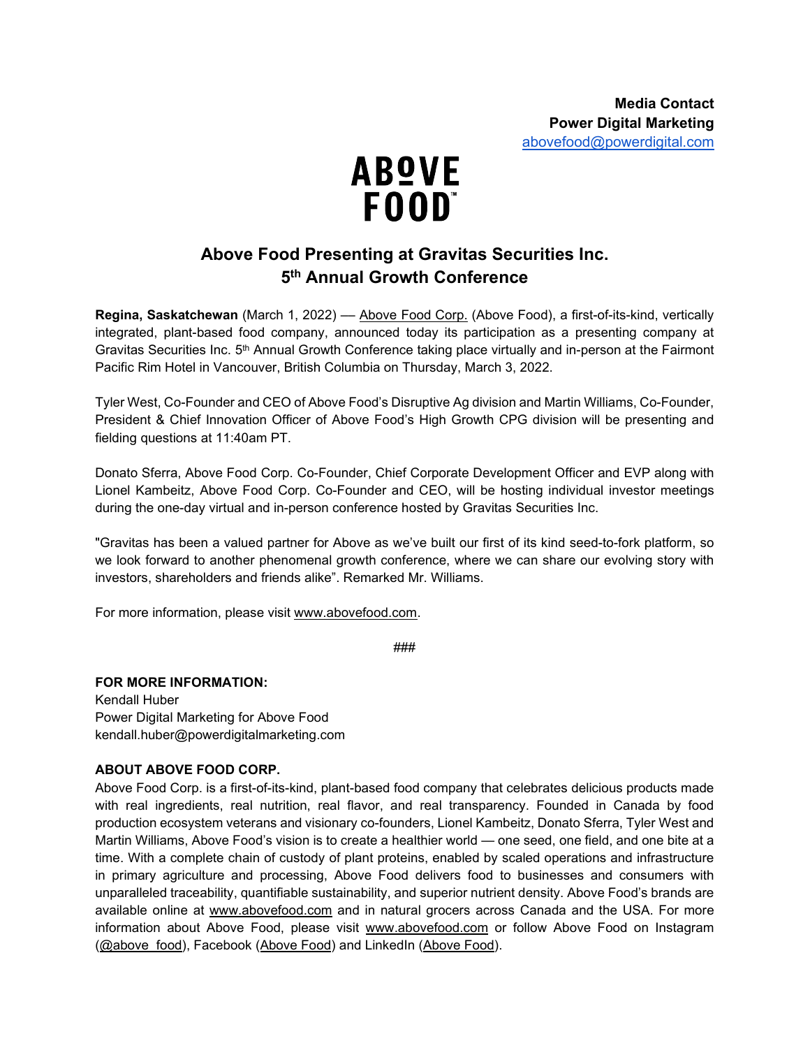**Media Contact**
**Power Digital Marketing**
abovefood@powerdigital.com

ABOVE FOOD™

# Above Food Presenting at Gravitas Securities Inc. 5th Annual Growth Conference

**Regina, Saskatchewan** (March 1, 2022) –– Above Food Corp. (Above Food), a first-of-its-kind, vertically integrated, plant-based food company, announced today its participation as a presenting company at Gravitas Securities Inc. 5th Annual Growth Conference taking place virtually and in-person at the Fairmont Pacific Rim Hotel in Vancouver, British Columbia on Thursday, March 3, 2022.

Tyler West, Co-Founder and CEO of Above Food's Disruptive Ag division and Martin Williams, Co-Founder, President & Chief Innovation Officer of Above Food's High Growth CPG division will be presenting and fielding questions at 11:40am PT.

Donato Sferra, Above Food Corp. Co-Founder, Chief Corporate Development Officer and EVP along with Lionel Kambeitz, Above Food Corp. Co-Founder and CEO, will be hosting individual investor meetings during the one-day virtual and in-person conference hosted by Gravitas Securities Inc.

"Gravitas has been a valued partner for Above as we've built our first of its kind seed-to-fork platform, so we look forward to another phenomenal growth conference, where we can share our evolving story with investors, shareholders and friends alike". Remarked Mr. Williams.

For more information, please visit www.abovefood.com.

###

**FOR MORE INFORMATION:**
Kendall Huber
Power Digital Marketing for Above Food
kendall.huber@powerdigitalmarketing.com

**ABOUT ABOVE FOOD CORP.**

Above Food Corp. is a first-of-its-kind, plant-based food company that celebrates delicious products made with real ingredients, real nutrition, real flavor, and real transparency. Founded in Canada by food production ecosystem veterans and visionary co-founders, Lionel Kambeitz, Donato Sferra, Tyler West and Martin Williams, Above Food's vision is to create a healthier world — one seed, one field, and one bite at a time. With a complete chain of custody of plant proteins, enabled by scaled operations and infrastructure in primary agriculture and processing, Above Food delivers food to businesses and consumers with unparalleled traceability, quantifiable sustainability, and superior nutrient density. Above Food's brands are available online at www.abovefood.com and in natural grocers across Canada and the USA. For more information about Above Food, please visit www.abovefood.com or follow Above Food on Instagram (@above_food), Facebook (Above Food) and LinkedIn (Above Food).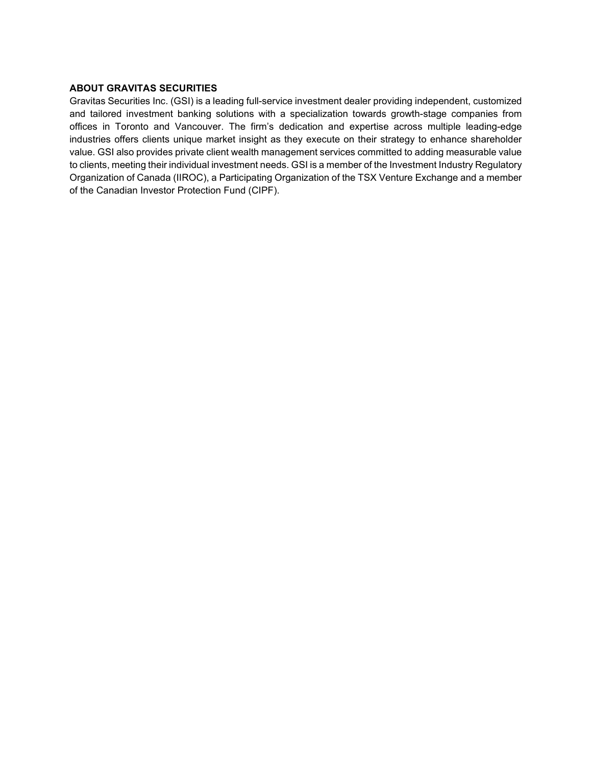**ABOUT GRAVITAS SECURITIES**

Gravitas Securities Inc. (GSI) is a leading full-service investment dealer providing independent, customized and tailored investment banking solutions with a specialization towards growth-stage companies from offices in Toronto and Vancouver. The firm's dedication and expertise across multiple leading-edge industries offers clients unique market insight as they execute on their strategy to enhance shareholder value. GSI also provides private client wealth management services committed to adding measurable value to clients, meeting their individual investment needs. GSI is a member of the Investment Industry Regulatory Organization of Canada (IIROC), a Participating Organization of the TSX Venture Exchange and a member of the Canadian Investor Protection Fund (CIPF).